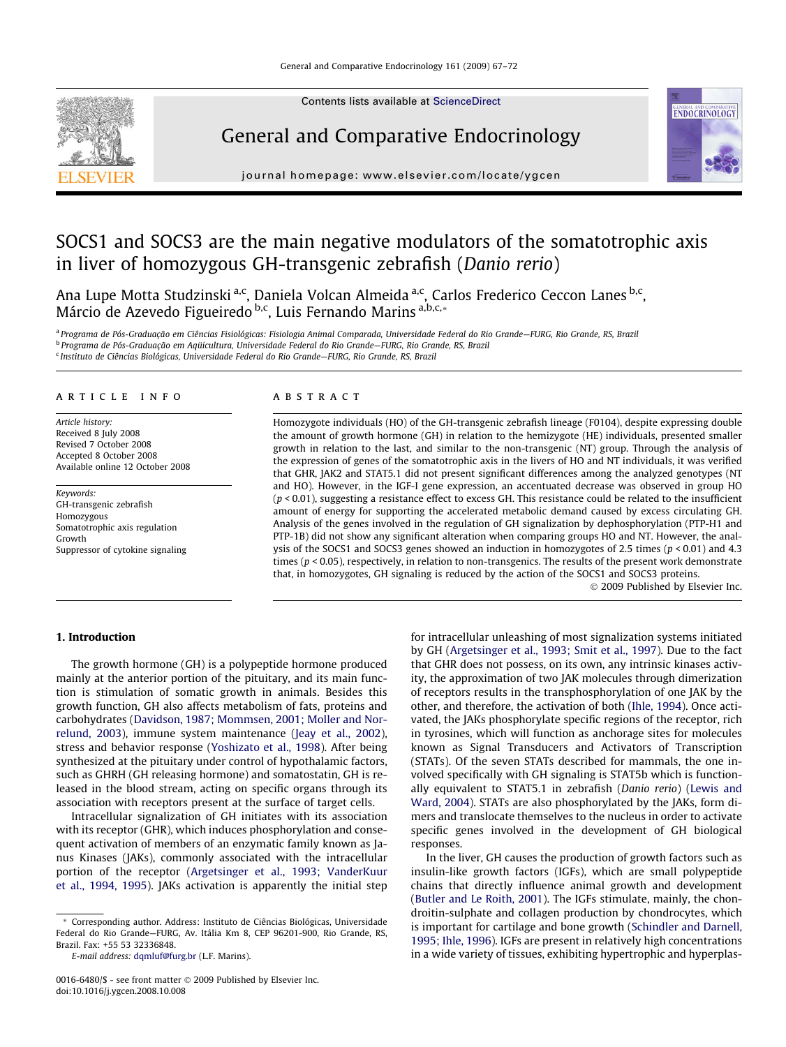# SOCS1 and SOCS3 are the main negative modulators of the somatotrophic axis in liver of homozygous GH-transgenic zebrafish (*Danio rerio*)

Ana Lupe Motta Studzinski [a,c], Daniela Volcan Almeida [a,c], Carlos Frederico Ceccon Lanes [b,c], Márcio de Azevedo Figueiredo [b,c], Luis Fernando Marins [a,b,c,*]

[a] Programa de Pós-Graduação em Ciências Fisiológicas: Fisiologia Animal Comparada, Universidade Federal do Rio Grande—FURG, Rio Grande, RS, Brazil

[b] Programa de Pós-Graduação em Aqüicultura, Universidade Federal do Rio Grande—FURG, Rio Grande, RS, Brazil

[c] Instituto de Ciências Biológicas, Universidade Federal do Rio Grande—FURG, Rio Grande, RS, Brazil

## ARTICLE INFO

*Article history:*
Received 8 July 2008
Revised 7 October 2008
Accepted 8 October 2008
Available online 12 October 2008

*Keywords:*
GH-transgenic zebrafish
Homozygous
Somatotrophic axis regulation
Growth
Suppressor of cytokine signaling

## ABSTRACT

Homozygote individuals (HO) of the GH-transgenic zebrafish lineage (F0104), despite expressing double the amount of growth hormone (GH) in relation to the hemizygote (HE) individuals, presented smaller growth in relation to the last, and similar to the non-transgenic (NT) group. Through the analysis of the expression of genes of the somatotrophic axis in the livers of HO and NT individuals, it was verified that GHR, JAK2 and STAT5.1 did not present significant differences among the analyzed genotypes (NT and HO). However, in the IGF-I gene expression, an accentuated decrease was observed in group HO ($p < 0.01$), suggesting a resistance effect to excess GH. This resistance could be related to the insufficient amount of energy for supporting the accelerated metabolic demand caused by excess circulating GH. Analysis of the genes involved in the regulation of GH signalization by dephosphorylation (PTP-H1 and PTP-1B) did not show any significant alteration when comparing groups HO and NT. However, the analysis of the SOCS1 and SOCS3 genes showed an induction in homozygotes of 2.5 times ($p < 0.01$) and 4.3 times ($p < 0.05$), respectively, in relation to non-transgenics. The results of the present work demonstrate that, in homozygotes, GH signaling is reduced by the action of the SOCS1 and SOCS3 proteins.

© 2009 Published by Elsevier Inc.

## 1. Introduction

The growth hormone (GH) is a polypeptide hormone produced mainly at the anterior portion of the pituitary, and its main function is stimulation of somatic growth in animals. Besides this growth function, GH also affects metabolism of fats, proteins and carbohydrates (Davidson, 1987; Mommsen, 2001; Moller and Norrelund, 2003), immune system maintenance (Jeay et al., 2002), stress and behavior response (Yoshizato et al., 1998). After being synthesized at the pituitary under control of hypothalamic factors, such as GHRH (GH releasing hormone) and somatostatin, GH is released in the blood stream, acting on specific organs through its association with receptors present at the surface of target cells.

Intracellular signalization of GH initiates with its association with its receptor (GHR), which induces phosphorylation and consequent activation of members of an enzymatic family known as Janus Kinases (JAKs), commonly associated with the intracellular portion of the receptor (Argetsinger et al., 1993; VanderKuur et al., 1994, 1995). JAKs activation is apparently the initial step for intracellular unleashing of most signalization systems initiated by GH (Argetsinger et al., 1993; Smit et al., 1997). Due to the fact that GHR does not possess, on its own, any intrinsic kinases activity, the approximation of two JAK molecules through dimerization of receptors results in the transphosphorylation of one JAK by the other, and therefore, the activation of both (Ihle, 1994). Once activated, the JAKs phosphorylate specific regions of the receptor, rich in tyrosines, which will function as anchorage sites for molecules known as Signal Transducers and Activators of Transcription (STATs). Of the seven STATs described for mammals, the one involved specifically with GH signaling is STAT5b which is functionally equivalent to STAT5.1 in zebrafish (*Danio rerio*) (Lewis and Ward, 2004). STATs are also phosphorylated by the JAKs, form dimers and translocate themselves to the nucleus in order to activate specific genes involved in the development of GH biological responses.

In the liver, GH causes the production of growth factors such as insulin-like growth factors (IGFs), which are small polypeptide chains that directly influence animal growth and development (Butler and Le Roith, 2001). The IGFs stimulate, mainly, the chondroitin-sulphate and collagen production by chondrocytes, which is important for cartilage and bone growth (Schindler and Darnell, 1995; Ihle, 1996). IGFs are present in relatively high concentrations in a wide variety of tissues, exhibiting hypertrophic and hyperplas-

* Corresponding author. Address: Instituto de Ciências Biológicas, Universidade Federal do Rio Grande—FURG, Av. Itália Km 8, CEP 96201-900, Rio Grande, RS, Brazil. Fax: +55 53 32336848.
E-mail address: dqmluf@furg.br (L.F. Marins).

0016-6480/$ - see front matter © 2009 Published by Elsevier Inc.
doi:10.1016/j.ygcen.2008.10.008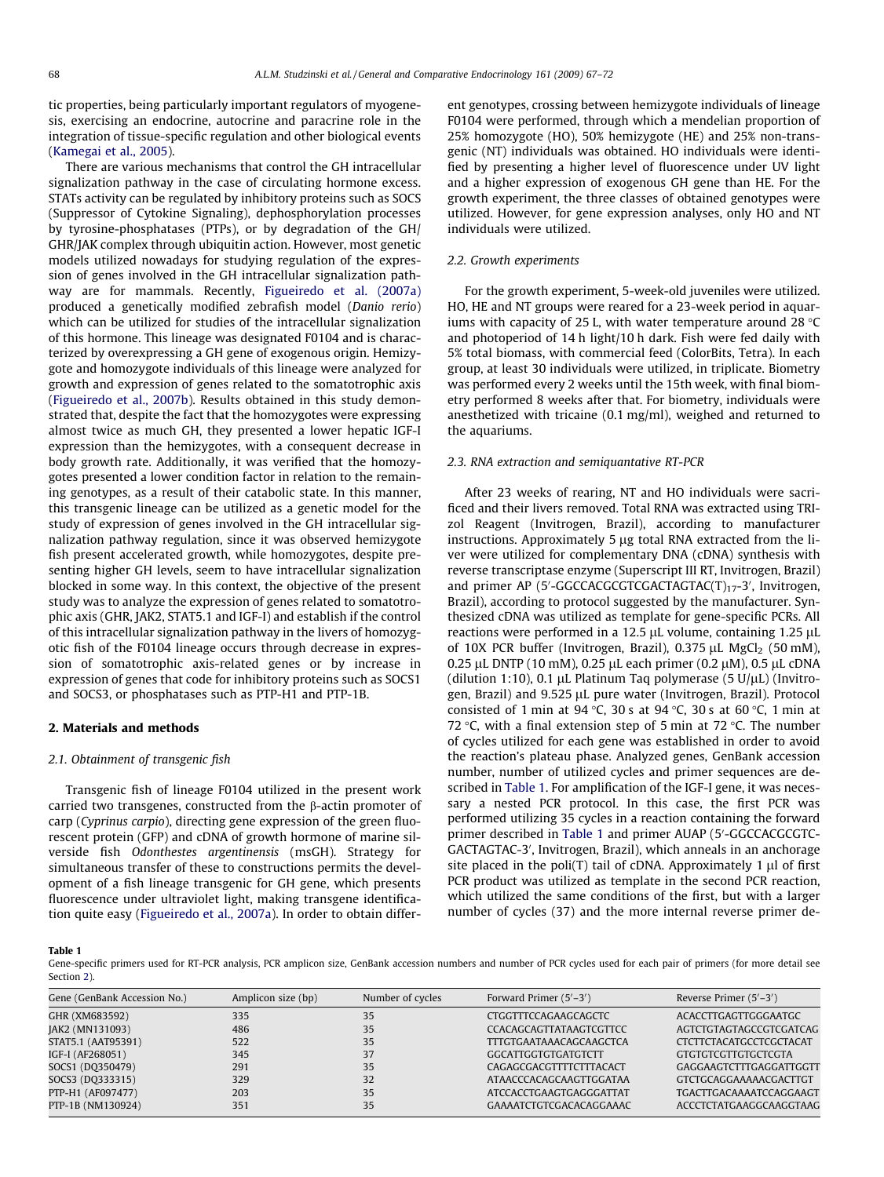tic properties, being particularly important regulators of myogenesis, exercising an endocrine, autocrine and paracrine role in the integration of tissue-specific regulation and other biological events (Kamegai et al., 2005).

There are various mechanisms that control the GH intracellular signalization pathway in the case of circulating hormone excess. STATs activity can be regulated by inhibitory proteins such as SOCS (Suppressor of Cytokine Signaling), dephosphorylation processes by tyrosine-phosphatases (PTPs), or by degradation of the GH/GHR/JAK complex through ubiquitin action. However, most genetic models utilized nowadays for studying regulation of the expression of genes involved in the GH intracellular signalization pathway are for mammals. Recently, Figueiredo et al. (2007a) produced a genetically modified zebrafish model (*Danio rerio*) which can be utilized for studies of the intracellular signalization of this hormone. This lineage was designated F0104 and is characterized by overexpressing a GH gene of exogenous origin. Hemizygote and homozygote individuals of this lineage were analyzed for growth and expression of genes related to the somatotrophic axis (Figueiredo et al., 2007b). Results obtained in this study demonstrated that, despite the fact that the homozygotes were expressing almost twice as much GH, they presented a lower hepatic IGF-I expression than the hemizygotes, with a consequent decrease in body growth rate. Additionally, it was verified that the homozygotes presented a lower condition factor in relation to the remaining genotypes, as a result of their catabolic state. In this manner, this transgenic lineage can be utilized as a genetic model for the study of expression of genes involved in the GH intracellular signalization pathway regulation, since it was observed hemizygote fish present accelerated growth, while homozygotes, despite presenting higher GH levels, seem to have intracellular signalization blocked in some way. In this context, the objective of the present study was to analyze the expression of genes related to somatotrophic axis (GHR, JAK2, STAT5.1 and IGF-I) and establish if the control of this intracellular signalization pathway in the livers of homozygotic fish of the F0104 lineage occurs through decrease in expression of somatotrophic axis-related genes or by increase in expression of genes that code for inhibitory proteins such as SOCS1 and SOCS3, or phosphatases such as PTP-H1 and PTP-1B.

## 2. Materials and methods

### 2.1. Obtainment of transgenic fish

Transgenic fish of lineage F0104 utilized in the present work carried two transgenes, constructed from the β-actin promoter of carp (*Cyprinus carpio*), directing gene expression of the green fluorescent protein (GFP) and cDNA of growth hormone of marine silverside fish *Odonthestes argentinensis* (msGH). Strategy for simultaneous transfer of these to constructions permits the development of a fish lineage transgenic for GH gene, which presents fluorescence under ultraviolet light, making transgene identification quite easy (Figueiredo et al., 2007a). In order to obtain different genotypes, crossing between hemizygote individuals of lineage F0104 were performed, through which a mendelian proportion of 25% homozygote (HO), 50% hemizygote (HE) and 25% non-transgenic (NT) individuals was obtained. HO individuals were identified by presenting a higher level of fluorescence under UV light and a higher expression of exogenous GH gene than HE. For the growth experiment, the three classes of obtained genotypes were utilized. However, for gene expression analyses, only HO and NT individuals were utilized.

### 2.2. Growth experiments

For the growth experiment, 5-week-old juveniles were utilized. HO, HE and NT groups were reared for a 23-week period in aquariums with capacity of 25 L, with water temperature around 28 °C and photoperiod of 14 h light/10 h dark. Fish were fed daily with 5% total biomass, with commercial feed (ColorBits, Tetra). In each group, at least 30 individuals were utilized, in triplicate. Biometry was performed every 2 weeks until the 15th week, with final biometry performed 8 weeks after that. For biometry, individuals were anesthetized with tricaine (0.1 mg/ml), weighed and returned to the aquariums.

### 2.3. RNA extraction and semiquantative RT-PCR

After 23 weeks of rearing, NT and HO individuals were sacrificed and their livers removed. Total RNA was extracted using TRIzol Reagent (Invitrogen, Brazil), according to manufacturer instructions. Approximately 5 μg total RNA extracted from the liver were utilized for complementary DNA (cDNA) synthesis with reverse transcriptase enzyme (Superscript III RT, Invitrogen, Brazil) and primer AP (5′-GGCCACGCGTCGACTAGTAC(T)$_{17}$-3′, Invitrogen, Brazil), according to protocol suggested by the manufacturer. Synthesized cDNA was utilized as template for gene-specific PCRs. All reactions were performed in a 12.5 μL volume, containing 1.25 μL of 10X PCR buffer (Invitrogen, Brazil), 0.375 μL $MgCl_2$ (50 mM), 0.25 μL DNTP (10 mM), 0.25 μL each primer (0.2 μM), 0.5 μL cDNA (dilution 1:10), 0.1 μL Platinum Taq polymerase (5 U/μL) (Invitrogen, Brazil) and 9.525 μL pure water (Invitrogen, Brazil). Protocol consisted of 1 min at 94 °C, 30 s at 94 °C, 30 s at 60 °C, 1 min at 72 °C, with a final extension step of 5 min at 72 °C. The number of cycles utilized for each gene was established in order to avoid the reaction's plateau phase. Analyzed genes, GenBank accession number, number of utilized cycles and primer sequences are described in Table 1. For amplification of the IGF-I gene, it was necessary a nested PCR protocol. In this case, the first PCR was performed utilizing 35 cycles in a reaction containing the forward primer described in Table 1 and primer AUAP (5′-GGCCACGCGTCGACTAGTAC-3′, Invitrogen, Brazil), which anneals in an anchorage site placed in the poli(T) tail of cDNA. Approximately 1 μl of first PCR product was utilized as template in the second PCR reaction, which utilized the same conditions of the first, but with a larger number of cycles (37) and the more internal reverse primer de-

**Table 1**
Gene-specific primers used for RT-PCR analysis, PCR amplicon size, GenBank accession numbers and number of PCR cycles used for each pair of primers (for more detail see Section 2).

| Gene (GenBank Accession No.) | Amplicon size (bp) | Number of cycles | Forward Primer (5′–3′) | Reverse Primer (5′–3′) |
|---|---|---|---|---|
| GHR (XM683592) | 335 | 35 | CTGGTTTCCAGAAGCAGCTC | ACACCTTGAGTTGGGAATGC |
| JAK2 (MN131093) | 486 | 35 | CCACAGCAGTTATAAGTCGTTCC | AGTCTGTAGTAGCCGTCGATCAG |
| STAT5.1 (AAT95391) | 522 | 35 | TTTGTGAATAAACAGCAAGCTCA | CTCTTCTACATGCCTCGCTACAT |
| IGF-I (AF268051) | 345 | 37 | GGCATTGGTGTGATGTCTT | GTGTGTCGTTGTGCTCGTA |
| SOCS1 (DQ350479) | 291 | 35 | CAGAGCGACGTTTTCTTTACACT | GAGGAAGTCTTTGAGGATTGGTT |
| SOCS3 (DQ333315) | 329 | 32 | ATAACCCACAGCAAGTTGGATAA | GTCTGCAGGAAAAACGACTTGT |
| PTP-H1 (AF097477) | 203 | 35 | ATCCACCTGAAGTGAGGGATTAT | TGACTTGACAAAATCCAGGAAGT |
| PTP-1B (NM130924) | 351 | 35 | GAAAATCTGTCGACACAGGAAAC | ACCCTCTATGAAGGCAAGGTAAG |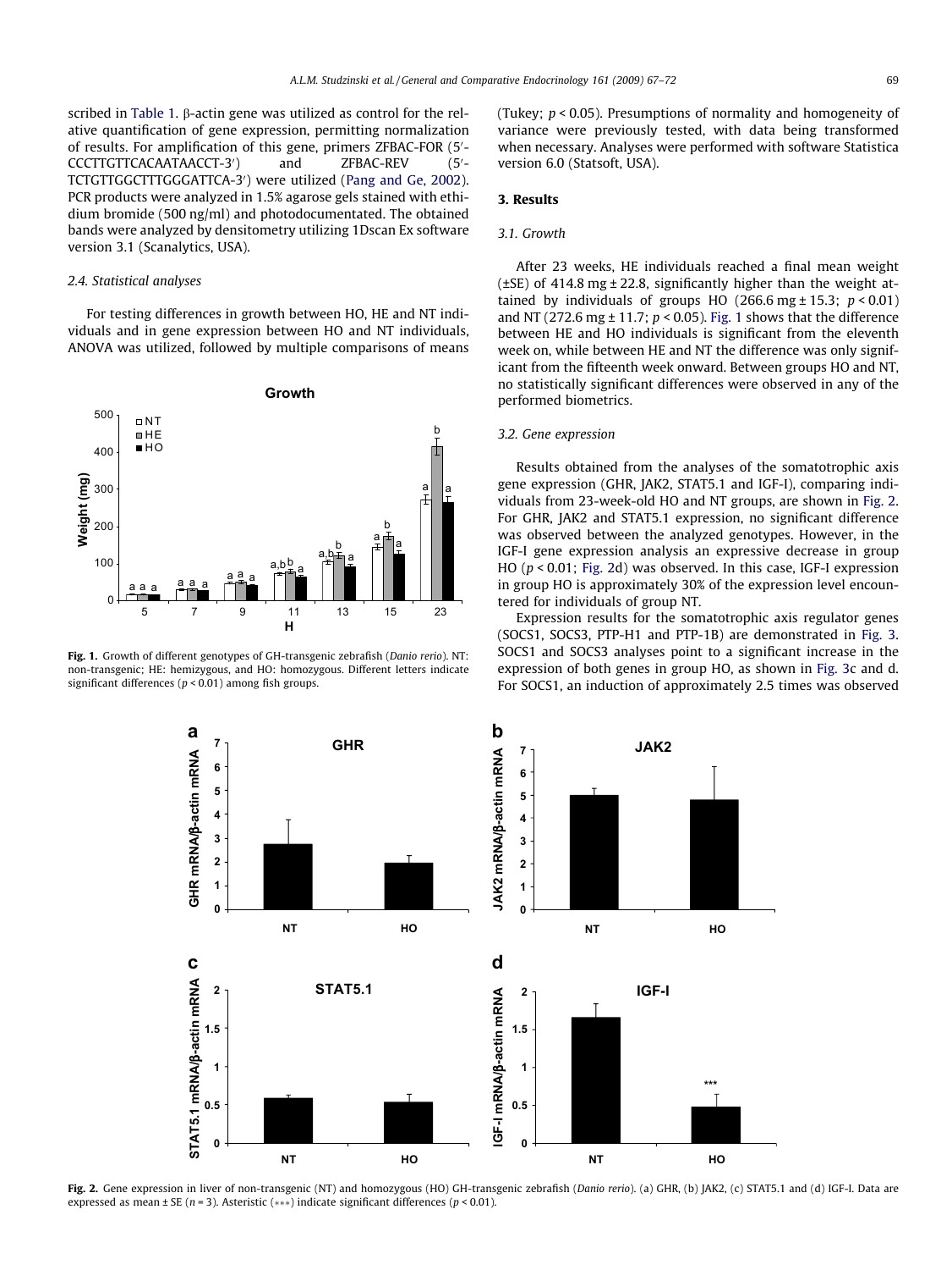scribed in Table 1. β-actin gene was utilized as control for the relative quantification of gene expression, permitting normalization of results. For amplification of this gene, primers ZFBAC-FOR (5′-CCCTTGTTCACAATAACCT-3′) and ZFBAC-REV (5′-TCTGTTGGCTTTGGGATTCA-3′) were utilized (Pang and Ge, 2002). PCR products were analyzed in 1.5% agarose gels stained with ethidium bromide (500 ng/ml) and photodocumentated. The obtained bands were analyzed by densitometry utilizing 1Dscan Ex software version 3.1 (Scanalytics, USA).

### 2.4. Statistical analyses

For testing differences in growth between HO, HE and NT individuals and in gene expression between HO and NT individuals, ANOVA was utilized, followed by multiple comparisons of means (Tukey; $p < 0.05$). Presumptions of normality and homogeneity of variance were previously tested, with data being transformed when necessary. Analyses were performed with software Statistica version 6.0 (Statsoft, USA).

Fig. 1. Growth of different genotypes of GH-transgenic zebrafish (*Danio rerio*). NT: non-transgenic; HE: hemizygous, and HO: homozygous. Different letters indicate significant differences ($p < 0.01$) among fish groups.

## 3. Results

### 3.1. Growth

After 23 weeks, HE individuals reached a final mean weight (±SE) of 414.8 mg ± 22.8, significantly higher than the weight attained by individuals of groups HO (266.6 mg ± 15.3; $p < 0.01$) and NT (272.6 mg ± 11.7; $p < 0.05$). Fig. 1 shows that the difference between HE and HO individuals is significant from the eleventh week on, while between HE and NT the difference was only significant from the fifteenth week onward. Between groups HO and NT, no statistically significant differences were observed in any of the performed biometrics.

### 3.2. Gene expression

Results obtained from the analyses of the somatotrophic axis gene expression (GHR, JAK2, STAT5.1 and IGF-I), comparing individuals from 23-week-old HO and NT groups, are shown in Fig. 2. For GHR, JAK2 and STAT5.1 expression, no significant difference was observed between the analyzed genotypes. However, in the IGF-I gene expression analysis an expressive decrease in group HO ($p < 0.01$; Fig. 2d) was observed. In this case, IGF-I expression in group HO is approximately 30% of the expression level encountered for individuals of group NT.

Expression results for the somatotrophic axis regulator genes (SOCS1, SOCS3, PTP-H1 and PTP-1B) are demonstrated in Fig. 3. SOCS1 and SOCS3 analyses point to a significant increase in the expression of both genes in group HO, as shown in Fig. 3c and d. For SOCS1, an induction of approximately 2.5 times was observed

Fig. 2. Gene expression in liver of non-transgenic (NT) and homozygous (HO) GH-transgenic zebrafish (*Danio rerio*). (a) GHR, (b) JAK2, (c) STAT5.1 and (d) IGF-I. Data are expressed as mean ± SE ($n = 3$). Asteristic (***) indicate significant differences ($p < 0.01$).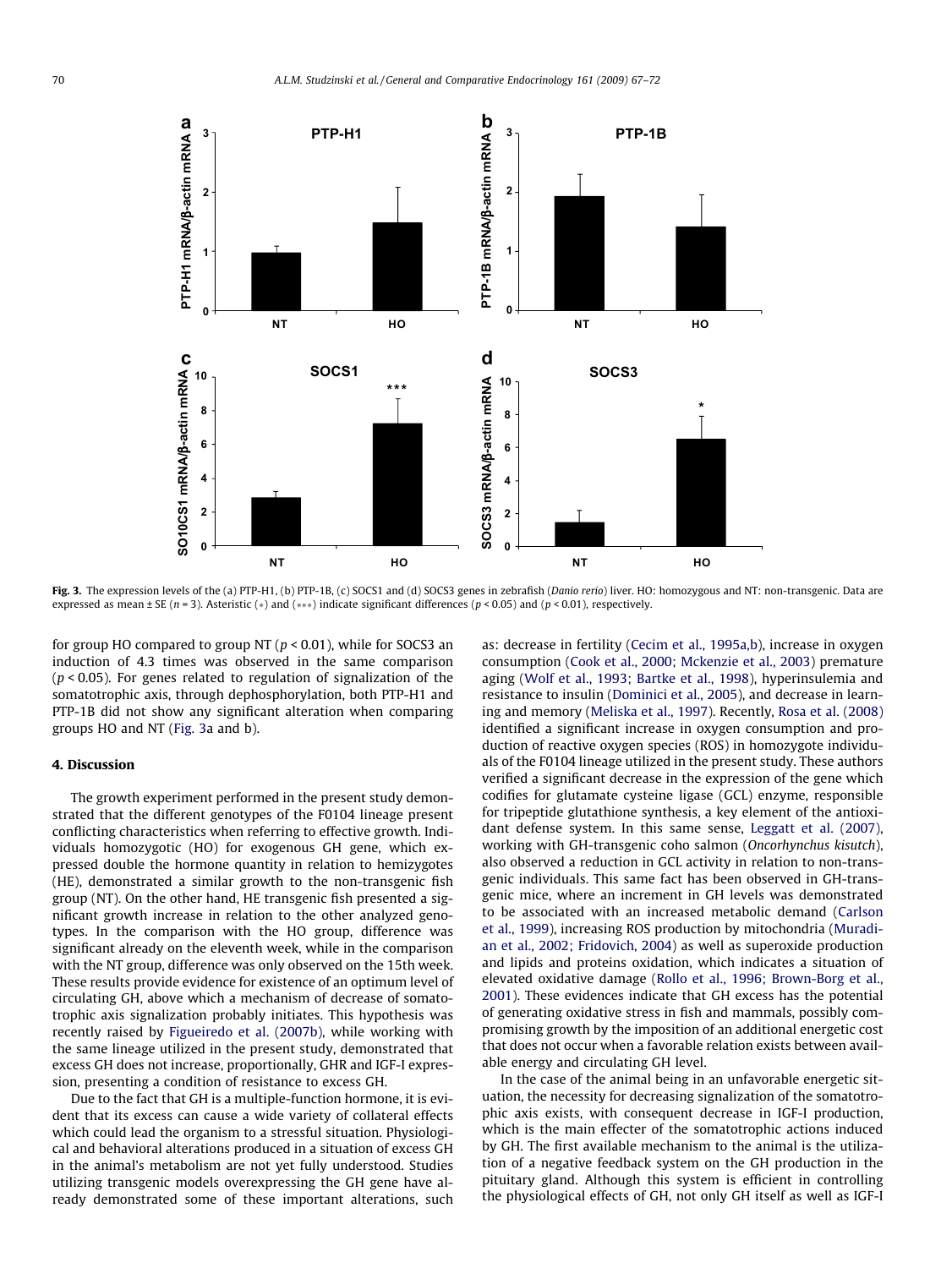Fig. 3. The expression levels of the (a) PTP-H1, (b) PTP-1B, (c) SOCS1 and (d) SOCS3 genes in zebrafish (*Danio rerio*) liver. HO: homozygous and NT: non-transgenic. Data are expressed as mean ± SE ($n = 3$). Asteristic (*) and (***) indicate significant differences ($p < 0.05$) and ($p < 0.01$), respectively.

for group HO compared to group NT ($p < 0.01$), while for SOCS3 an induction of 4.3 times was observed in the same comparison ($p < 0.05$). For genes related to regulation of signalization of the somatotrophic axis, through dephosphorylation, both PTP-H1 and PTP-1B did not show any significant alteration when comparing groups HO and NT (Fig. 3a and b).

## 4. Discussion

The growth experiment performed in the present study demonstrated that the different genotypes of the F0104 lineage present conflicting characteristics when referring to effective growth. Individuals homozygotic (HO) for exogenous GH gene, which expressed double the hormone quantity in relation to hemizygotes (HE), demonstrated a similar growth to the non-transgenic fish group (NT). On the other hand, HE transgenic fish presented a significant growth increase in relation to the other analyzed genotypes. In the comparison with the HO group, difference was significant already on the eleventh week, while in the comparison with the NT group, difference was only observed on the 15th week. These results provide evidence for existence of an optimum level of circulating GH, above which a mechanism of decrease of somatotrophic axis signalization probably initiates. This hypothesis was recently raised by Figueiredo et al. (2007b), while working with the same lineage utilized in the present study, demonstrated that excess GH does not increase, proportionally, GHR and IGF-I expression, presenting a condition of resistance to excess GH.

Due to the fact that GH is a multiple-function hormone, it is evident that its excess can cause a wide variety of collateral effects which could lead the organism to a stressful situation. Physiological and behavioral alterations produced in a situation of excess GH in the animal's metabolism are not yet fully understood. Studies utilizing transgenic models overexpressing the GH gene have already demonstrated some of these important alterations, such as: decrease in fertility (Cecim et al., 1995a,b), increase in oxygen consumption (Cook et al., 2000; Mckenzie et al., 2003) premature aging (Wolf et al., 1993; Bartke et al., 1998), hyperinsulemia and resistance to insulin (Dominici et al., 2005), and decrease in learning and memory (Meliska et al., 1997). Recently, Rosa et al. (2008) identified a significant increase in oxygen consumption and production of reactive oxygen species (ROS) in homozygote individuals of the F0104 lineage utilized in the present study. These authors verified a significant decrease in the expression of the gene which codifies for glutamate cysteine ligase (GCL) enzyme, responsible for tripeptide glutathione synthesis, a key element of the antioxidant defense system. In this same sense, Leggatt et al. (2007), working with GH-transgenic coho salmon (*Oncorhynchus kisutch*), also observed a reduction in GCL activity in relation to non-transgenic individuals. This same fact has been observed in GH-transgenic mice, where an increment in GH levels was demonstrated to be associated with an increased metabolic demand (Carlson et al., 1999), increasing ROS production by mitochondria (Muradian et al., 2002; Fridovich, 2004) as well as superoxide production and lipids and proteins oxidation, which indicates a situation of elevated oxidative damage (Rollo et al., 1996; Brown-Borg et al., 2001). These evidences indicate that GH excess has the potential of generating oxidative stress in fish and mammals, possibly compromising growth by the imposition of an additional energetic cost that does not occur when a favorable relation exists between available energy and circulating GH level.

In the case of the animal being in an unfavorable energetic situation, the necessity for decreasing signalization of the somatotrophic axis exists, with consequent decrease in IGF-I production, which is the main effecter of the somatotrophic actions induced by GH. The first available mechanism to the animal is the utilization of a negative feedback system on the GH production in the pituitary gland. Although this system is efficient in controlling the physiological effects of GH, not only GH itself as well as IGF-I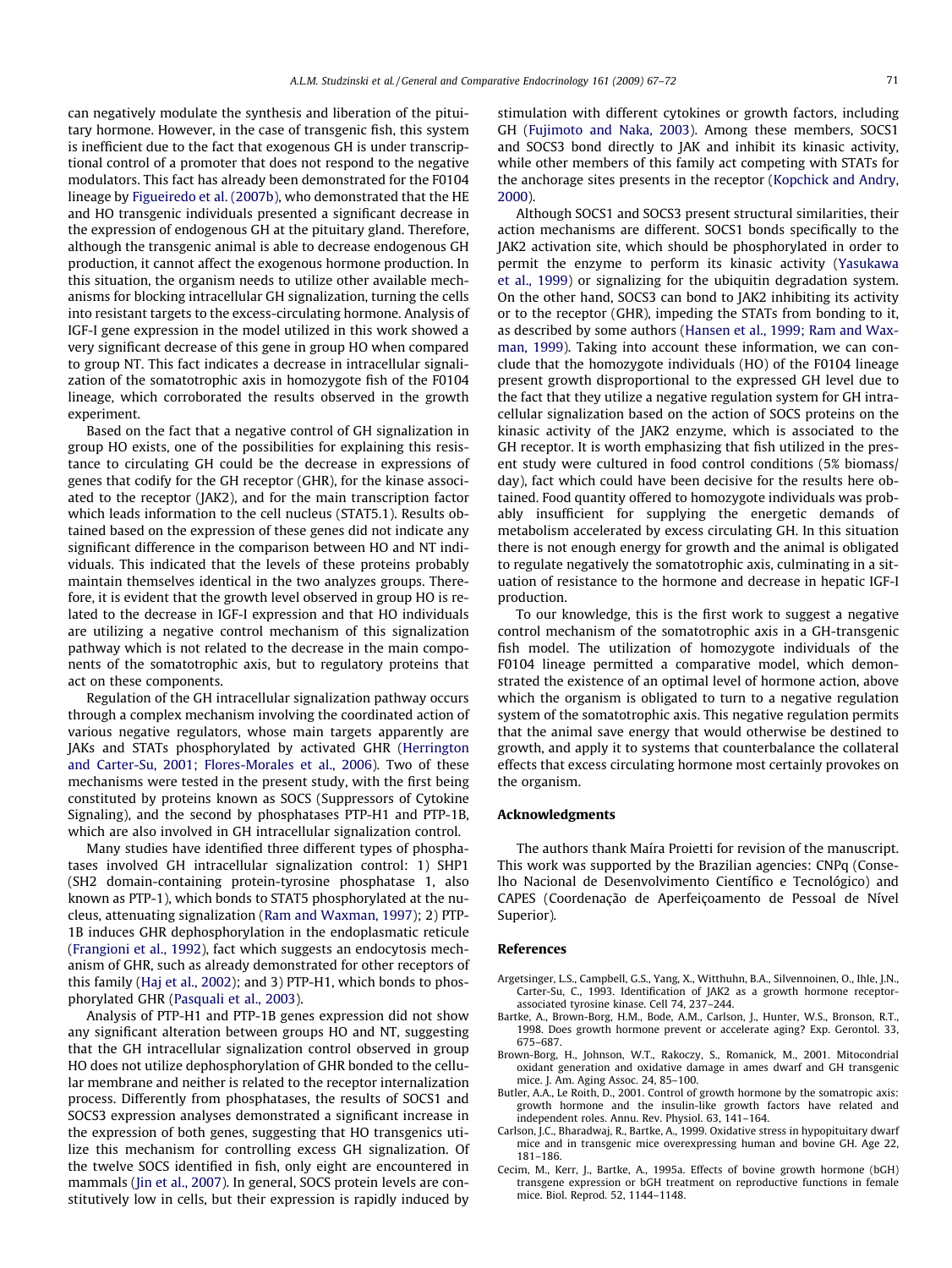can negatively modulate the synthesis and liberation of the pituitary hormone. However, in the case of transgenic fish, this system is inefficient due to the fact that exogenous GH is under transcriptional control of a promoter that does not respond to the negative modulators. This fact has already been demonstrated for the F0104 lineage by Figueiredo et al. (2007b), who demonstrated that the HE and HO transgenic individuals presented a significant decrease in the expression of endogenous GH at the pituitary gland. Therefore, although the transgenic animal is able to decrease endogenous GH production, it cannot affect the exogenous hormone production. In this situation, the organism needs to utilize other available mechanisms for blocking intracellular GH signalization, turning the cells into resistant targets to the excess-circulating hormone. Analysis of IGF-I gene expression in the model utilized in this work showed a very significant decrease of this gene in group HO when compared to group NT. This fact indicates a decrease in intracellular signalization of the somatotrophic axis in homozygote fish of the F0104 lineage, which corroborated the results observed in the growth experiment.

Based on the fact that a negative control of GH signalization in group HO exists, one of the possibilities for explaining this resistance to circulating GH could be the decrease in expressions of genes that codify for the GH receptor (GHR), for the kinase associated to the receptor (JAK2), and for the main transcription factor which leads information to the cell nucleus (STAT5.1). Results obtained based on the expression of these genes did not indicate any significant difference in the comparison between HO and NT individuals. This indicated that the levels of these proteins probably maintain themselves identical in the two analyzes groups. Therefore, it is evident that the growth level observed in group HO is related to the decrease in IGF-I expression and that HO individuals are utilizing a negative control mechanism of this signalization pathway which is not related to the decrease in the main components of the somatotrophic axis, but to regulatory proteins that act on these components.

Regulation of the GH intracellular signalization pathway occurs through a complex mechanism involving the coordinated action of various negative regulators, whose main targets apparently are JAKs and STATs phosphorylated by activated GHR (Herrington and Carter-Su, 2001; Flores-Morales et al., 2006). Two of these mechanisms were tested in the present study, with the first being constituted by proteins known as SOCS (Suppressors of Cytokine Signaling), and the second by phosphatases PTP-H1 and PTP-1B, which are also involved in GH intracellular signalization control.

Many studies have identified three different types of phosphatases involved GH intracellular signalization control: 1) SHP1 (SH2 domain-containing protein-tyrosine phosphatase 1, also known as PTP-1), which bonds to STAT5 phosphorylated at the nucleus, attenuating signalization (Ram and Waxman, 1997); 2) PTP-1B induces GHR dephosphorylation in the endoplasmatic reticule (Frangioni et al., 1992), fact which suggests an endocytosis mechanism of GHR, such as already demonstrated for other receptors of this family (Haj et al., 2002); and 3) PTP-H1, which bonds to phosphorylated GHR (Pasquali et al., 2003).

Analysis of PTP-H1 and PTP-1B genes expression did not show any significant alteration between groups HO and NT, suggesting that the GH intracellular signalization control observed in group HO does not utilize dephosphorylation of GHR bonded to the cellular membrane and neither is related to the receptor internalization process. Differently from phosphatases, the results of SOCS1 and SOCS3 expression analyses demonstrated a significant increase in the expression of both genes, suggesting that HO transgenics utilize this mechanism for controlling excess GH signalization. Of the twelve SOCS identified in fish, only eight are encountered in mammals (Jin et al., 2007). In general, SOCS protein levels are constitutively low in cells, but their expression is rapidly induced by stimulation with different cytokines or growth factors, including GH (Fujimoto and Naka, 2003). Among these members, SOCS1 and SOCS3 bond directly to JAK and inhibit its kinasic activity, while other members of this family act competing with STATs for the anchorage sites presents in the receptor (Kopchick and Andry, 2000).

Although SOCS1 and SOCS3 present structural similarities, their action mechanisms are different. SOCS1 bonds specifically to the JAK2 activation site, which should be phosphorylated in order to permit the enzyme to perform its kinasic activity (Yasukawa et al., 1999) or signalizing for the ubiquitin degradation system. On the other hand, SOCS3 can bond to JAK2 inhibiting its activity or to the receptor (GHR), impeding the STATs from bonding to it, as described by some authors (Hansen et al., 1999; Ram and Waxman, 1999). Taking into account these information, we can conclude that the homozygote individuals (HO) of the F0104 lineage present growth disproportional to the expressed GH level due to the fact that they utilize a negative regulation system for GH intracellular signalization based on the action of SOCS proteins on the kinasic activity of the JAK2 enzyme, which is associated to the GH receptor. It is worth emphasizing that fish utilized in the present study were cultured in food control conditions (5% biomass/day), fact which could have been decisive for the results here obtained. Food quantity offered to homozygote individuals was probably insufficient for supplying the energetic demands of metabolism accelerated by excess circulating GH. In this situation there is not enough energy for growth and the animal is obligated to regulate negatively the somatotrophic axis, culminating in a situation of resistance to the hormone and decrease in hepatic IGF-I production.

To our knowledge, this is the first work to suggest a negative control mechanism of the somatotrophic axis in a GH-transgenic fish model. The utilization of homozygote individuals of the F0104 lineage permitted a comparative model, which demonstrated the existence of an optimal level of hormone action, above which the organism is obligated to turn to a negative regulation system of the somatotrophic axis. This negative regulation permits that the animal save energy that would otherwise be destined to growth, and apply it to systems that counterbalance the collateral effects that excess circulating hormone most certainly provokes on the organism.

## Acknowledgments

The authors thank Maíra Proietti for revision of the manuscript. This work was supported by the Brazilian agencies: CNPq (Conselho Nacional de Desenvolvimento Científico e Tecnológico) and CAPES (Coordenação de Aperfeiçoamento de Pessoal de Nível Superior).

## References

Argetsinger, L.S., Campbell, G.S., Yang, X., Witthuhn, B.A., Silvennoinen, O., Ihle, J.N., Carter-Su, C., 1993. Identification of JAK2 as a growth hormone receptor-associated tyrosine kinase. Cell 74, 237–244.

Bartke, A., Brown-Borg, H.M., Bode, A.M., Carlson, J., Hunter, W.S., Bronson, R.T., 1998. Does growth hormone prevent or accelerate aging? Exp. Gerontol. 33, 675–687.

Brown-Borg, H., Johnson, W.T., Rakoczy, S., Romanick, M., 2001. Mitocondrial oxidant generation and oxidative damage in ames dwarf and GH transgenic mice. J. Am. Aging Assoc. 24, 85–100.

Butler, A.A., Le Roith, D., 2001. Control of growth hormone by the somatropic axis: growth hormone and the insulin-like growth factors have related and independent roles. Annu. Rev. Physiol. 63, 141–164.

Carlson, J.C., Bharadwaj, R., Bartke, A., 1999. Oxidative stress in hypopituitary dwarf mice and in transgenic mice overexpressing human and bovine GH. Age 22, 181–186.

Cecim, M., Kerr, J., Bartke, A., 1995a. Effects of bovine growth hormone (bGH) transgene expression or bGH treatment on reproductive functions in female mice. Biol. Reprod. 52, 1144–1148.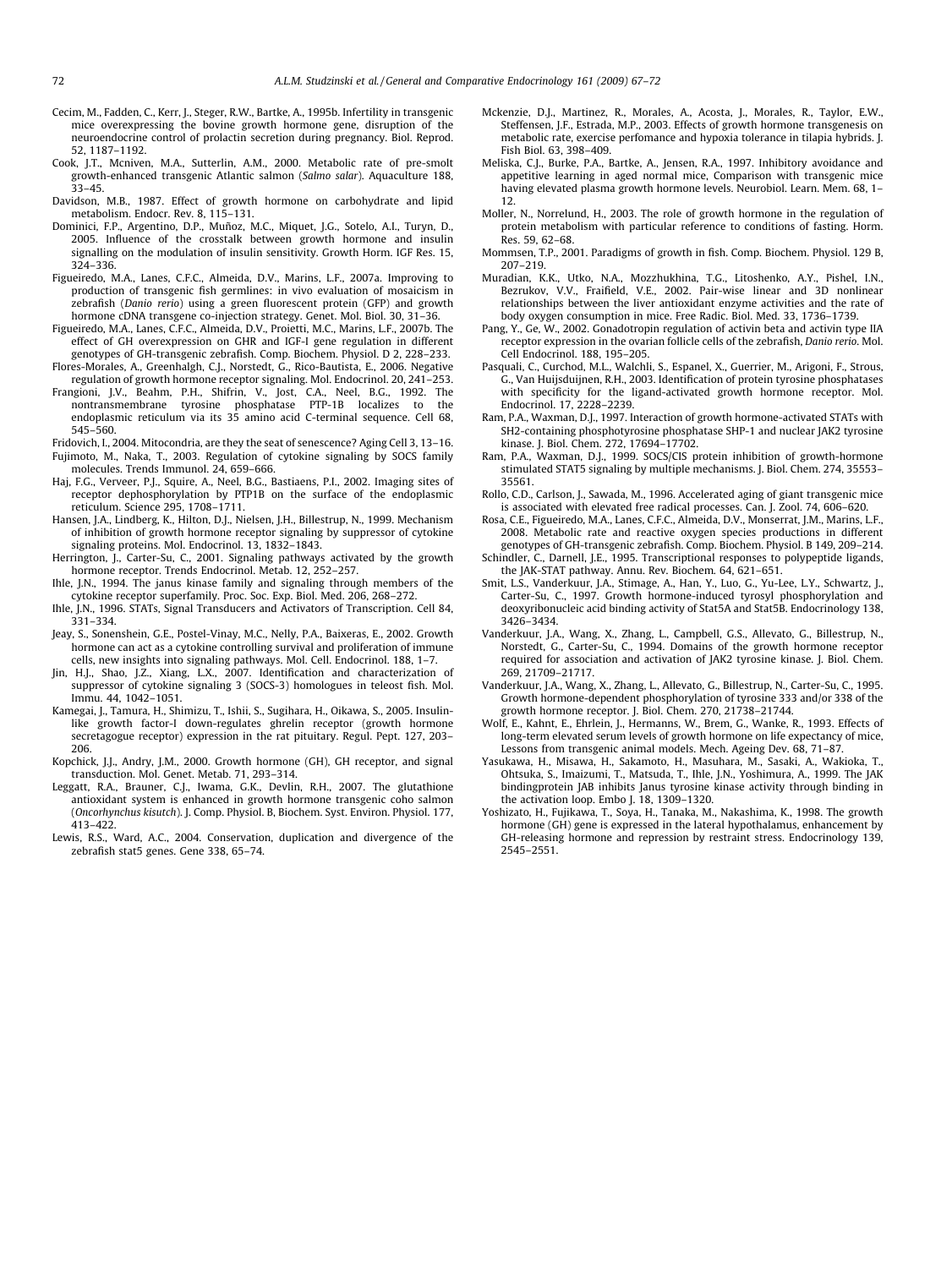Cecim, M., Fadden, C., Kerr, J., Steger, R.W., Bartke, A., 1995b. Infertility in transgenic mice overexpressing the bovine growth hormone gene, disruption of the neuroendocrine control of prolactin secretion during pregnancy. Biol. Reprod. 52, 1187–1192.

Cook, J.T., Mcniven, M.A., Sutterlin, A.M., 2000. Metabolic rate of pre-smolt growth-enhanced transgenic Atlantic salmon (*Salmo salar*). Aquaculture 188, 33–45.

Davidson, M.B., 1987. Effect of growth hormone on carbohydrate and lipid metabolism. Endocr. Rev. 8, 115–131.

Dominici, F.P., Argentino, D.P., Muñoz, M.C., Miquet, J.G., Sotelo, A.I., Turyn, D., 2005. Influence of the crosstalk between growth hormone and insulin signalling on the modulation of insulin sensitivity. Growth Horm. IGF Res. 15, 324–336.

Figueiredo, M.A., Lanes, C.F.C., Almeida, D.V., Marins, L.F., 2007a. Improving to production of transgenic fish germlines: in vivo evaluation of mosaicism in zebrafish (*Danio rerio*) using a green fluorescent protein (GFP) and growth hormone cDNA transgene co-injection strategy. Genet. Mol. Biol. 30, 31–36.

Figueiredo, M.A., Lanes, C.F.C., Almeida, D.V., Proietti, M.C., Marins, L.F., 2007b. The effect of GH overexpression on GHR and IGF-I gene regulation in different genotypes of GH-transgenic zebrafish. Comp. Biochem. Physiol. D 2, 228–233.

Flores-Morales, A., Greenhalgh, C.J., Norstedt, G., Rico-Bautista, E., 2006. Negative regulation of growth hormone receptor signaling. Mol. Endocrinol. 20, 241–253.

Frangioni, J.V., Beahm, P.H., Shifrin, V., Jost, C.A., Neel, B.G., 1992. The nontransmembrane tyrosine phosphatase PTP-1B localizes to the endoplasmic reticulum via its 35 amino acid C-terminal sequence. Cell 68, 545–560.

Fridovich, I., 2004. Mitocondria, are they the seat of senescence? Aging Cell 3, 13–16.

Fujimoto, M., Naka, T., 2003. Regulation of cytokine signaling by SOCS family molecules. Trends Immunol. 24, 659–666.

Haj, F.G., Verveer, P.J., Squire, A., Neel, B.G., Bastiaens, P.I., 2002. Imaging sites of receptor dephosphorylation by PTP1B on the surface of the endoplasmic reticulum. Science 295, 1708–1711.

Hansen, J.A., Lindberg, K., Hilton, D.J., Nielsen, J.H., Billestrup, N., 1999. Mechanism of inhibition of growth hormone receptor signaling by suppressor of cytokine signaling proteins. Mol. Endocrinol. 13, 1832–1843.

Herrington, J., Carter-Su, C., 2001. Signaling pathways activated by the growth hormone receptor. Trends Endocrinol. Metab. 12, 252–257.

Ihle, J.N., 1994. The janus kinase family and signaling through members of the cytokine receptor superfamily. Proc. Soc. Exp. Biol. Med. 206, 268–272.

Ihle, J.N., 1996. STATs, Signal Transducers and Activators of Transcription. Cell 84, 331–334.

Jeay, S., Sonenshein, G.E., Postel-Vinay, M.C., Nelly, P.A., Baixeras, E., 2002. Growth hormone can act as a cytokine controlling survival and proliferation of immune cells, new insights into signaling pathways. Mol. Cell. Endocrinol. 188, 1–7.

Jin, H.J., Shao, J.Z., Xiang, L.X., 2007. Identification and characterization of suppressor of cytokine signaling 3 (SOCS-3) homologues in teleost fish. Mol. Immu. 44, 1042–1051.

Kamegai, J., Tamura, H., Shimizu, T., Ishii, S., Sugihara, H., Oikawa, S., 2005. Insulin-like growth factor-I down-regulates ghrelin receptor (growth hormone secretagogue receptor) expression in the rat pituitary. Regul. Pept. 127, 203–206.

Kopchick, J.J., Andry, J.M., 2000. Growth hormone (GH), GH receptor, and signal transduction. Mol. Genet. Metab. 71, 293–314.

Leggatt, R.A., Brauner, C.J., Iwama, G.K., Devlin, R.H., 2007. The glutathione antioxidant system is enhanced in growth hormone transgenic coho salmon (*Oncorhynchus kisutch*). J. Comp. Physiol. B, Biochem. Syst. Environ. Physiol. 177, 413–422.

Lewis, R.S., Ward, A.C., 2004. Conservation, duplication and divergence of the zebrafish stat5 genes. Gene 338, 65–74.

Mckenzie, D.J., Martinez, R., Morales, A., Acosta, J., Morales, R., Taylor, E.W., Steffensen, J.F., Estrada, M.P., 2003. Effects of growth hormone transgenesis on metabolic rate, exercise perfomance and hypoxia tolerance in tilapia hybrids. J. Fish Biol. 63, 398–409.

Meliska, C.J., Burke, P.A., Bartke, A., Jensen, R.A., 1997. Inhibitory avoidance and appetitive learning in aged normal mice, Comparison with transgenic mice having elevated plasma growth hormone levels. Neurobiol. Learn. Mem. 68, 1–12.

Moller, N., Norrelund, H., 2003. The role of growth hormone in the regulation of protein metabolism with particular reference to conditions of fasting. Horm. Res. 59, 62–68.

Mommsen, T.P., 2001. Paradigms of growth in fish. Comp. Biochem. Physiol. 129 B, 207–219.

Muradian, K.K., Utko, N.A., Mozzhukhina, T.G., Litoshenko, A.Y., Pishel, I.N., Bezrukov, V.V., Fraifield, V.E., 2002. Pair-wise linear and 3D nonlinear relationships between the liver antioxidant enzyme activities and the rate of body oxygen consumption in mice. Free Radic. Biol. Med. 33, 1736–1739.

Pang, Y., Ge, W., 2002. Gonadotropin regulation of activin beta and activin type IIA receptor expression in the ovarian follicle cells of the zebrafish, *Danio rerio*. Mol. Cell Endocrinol. 188, 195–205.

Pasquali, C., Curchod, M.L., Walchli, S., Espanel, X., Guerrier, M., Arigoni, F., Strous, G., Van Huijsduijnen, R.H., 2003. Identification of protein tyrosine phosphatases with specificity for the ligand-activated growth hormone receptor. Mol. Endocrinol. 17, 2228–2239.

Ram, P.A., Waxman, D.J., 1997. Interaction of growth hormone-activated STATs with SH2-containing phosphotyrosine phosphatase SHP-1 and nuclear JAK2 tyrosine kinase. J. Biol. Chem. 272, 17694–17702.

Ram, P.A., Waxman, D.J., 1999. SOCS/CIS protein inhibition of growth-hormone stimulated STAT5 signaling by multiple mechanisms. J. Biol. Chem. 274, 35553–35561.

Rollo, C.D., Carlson, J., Sawada, M., 1996. Accelerated aging of giant transgenic mice is associated with elevated free radical processes. Can. J. Zool. 74, 606–620.

Rosa, C.E., Figueiredo, M.A., Lanes, C.F.C., Almeida, D.V., Monserrat, J.M., Marins, L.F., 2008. Metabolic rate and reactive oxygen species productions in different genotypes of GH-transgenic zebrafish. Comp. Biochem. Physiol. B 149, 209–214.

Schindler, C., Darnell, J.E., 1995. Transcriptional responses to polypeptide ligands, the JAK-STAT pathway. Annu. Rev. Biochem. 64, 621–651.

Smit, L.S., Vanderkuur, J.A., Stimage, A., Han, Y., Luo, G., Yu-Lee, L.Y., Schwartz, J., Carter-Su, C., 1997. Growth hormone-induced tyrosyl phosphorylation and deoxyribonucleic acid binding activity of Stat5A and Stat5B. Endocrinology 138, 3426–3434.

Vanderkuur, J.A., Wang, X., Zhang, L., Campbell, G.S., Allevato, G., Billestrup, N., Norstedt, G., Carter-Su, C., 1994. Domains of the growth hormone receptor required for association and activation of JAK2 tyrosine kinase. J. Biol. Chem. 269, 21709–21717.

Vanderkuur, J.A., Wang, X., Zhang, L., Allevato, G., Billestrup, N., Carter-Su, C., 1995. Growth hormone-dependent phosphorylation of tyrosine 333 and/or 338 of the growth hormone receptor. J. Biol. Chem. 270, 21738–21744.

Wolf, E., Kahnt, E., Ehrlein, J., Hermanns, W., Brem, G., Wanke, R., 1993. Effects of long-term elevated serum levels of growth hormone on life expectancy of mice, Lessons from transgenic animal models. Mech. Ageing Dev. 68, 71–87.

Yasukawa, H., Misawa, H., Sakamoto, H., Masuhara, M., Sasaki, A., Wakioka, T., Ohtsuka, S., Imaizumi, T., Matsuda, T., Ihle, J.N., Yoshimura, A., 1999. The JAK bindingprotein JAB inhibits Janus tyrosine kinase activity through binding in the activation loop. Embo J. 18, 1309–1320.

Yoshizato, H., Fujikawa, T., Soya, H., Tanaka, M., Nakashima, K., 1998. The growth hormone (GH) gene is expressed in the lateral hypothalamus, enhancement by GH-releasing hormone and repression by restraint stress. Endocrinology 139, 2545–2551.